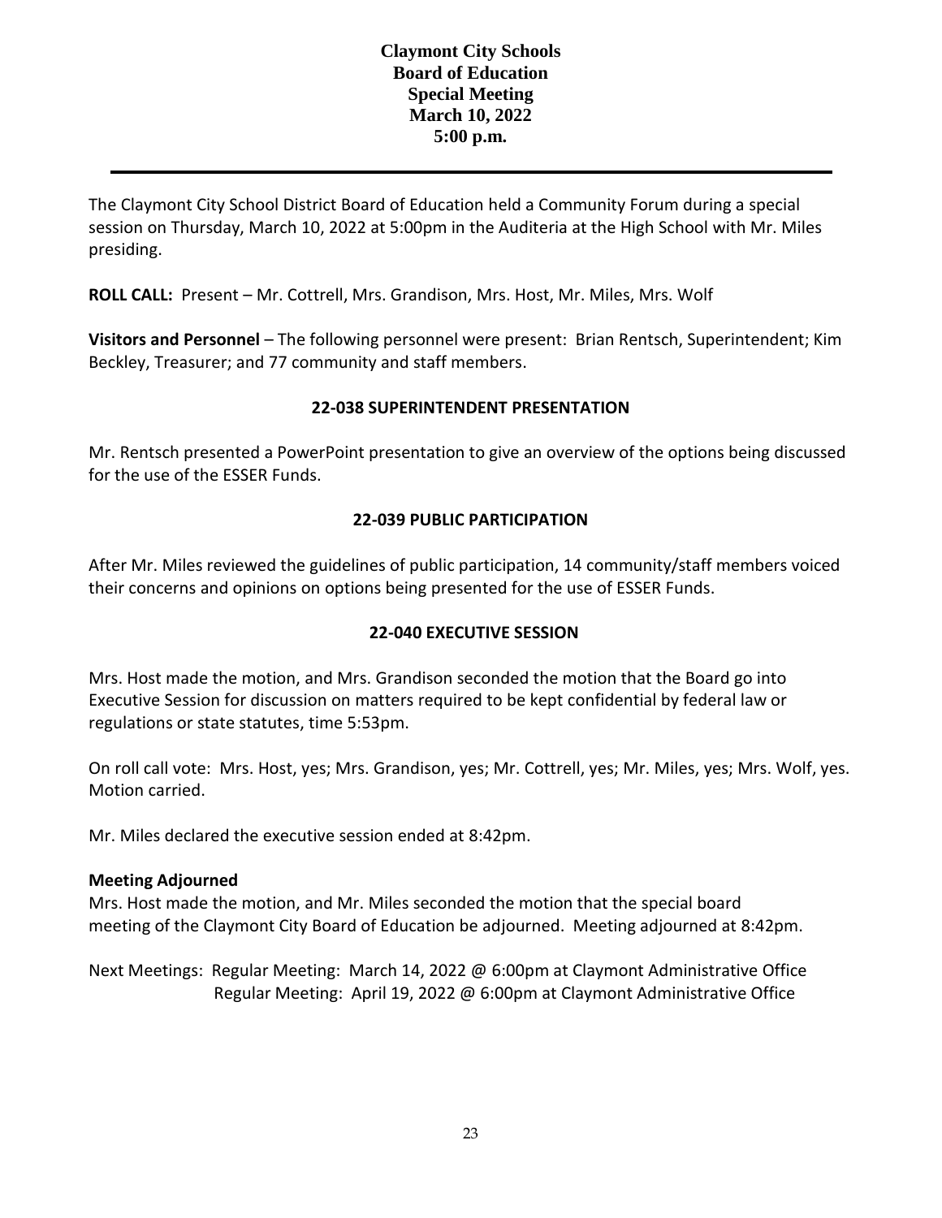# Claymont City Schools
# Board of Education
# Special Meeting
# March 10, 2022
# 5:00 p.m.

---

The Claymont City School District Board of Education held a Community Forum during a special session on Thursday, March 10, 2022 at 5:00pm in the Auditeria at the High School with Mr. Miles presiding.

**ROLL CALL:** Present – Mr. Cottrell, Mrs. Grandison, Mrs. Host, Mr. Miles, Mrs. Wolf

**Visitors and Personnel** – The following personnel were present: Brian Rentsch, Superintendent; Kim Beckley, Treasurer; and 77 community and staff members.

## 22-038 SUPERINTENDENT PRESENTATION

Mr. Rentsch presented a PowerPoint presentation to give an overview of the options being discussed for the use of the ESSER Funds.

## 22-039 PUBLIC PARTICIPATION

After Mr. Miles reviewed the guidelines of public participation, 14 community/staff members voiced their concerns and opinions on options being presented for the use of ESSER Funds.

## 22-040 EXECUTIVE SESSION

Mrs. Host made the motion, and Mrs. Grandison seconded the motion that the Board go into Executive Session for discussion on matters required to be kept confidential by federal law or regulations or state statutes, time 5:53pm.

On roll call vote: Mrs. Host, yes; Mrs. Grandison, yes; Mr. Cottrell, yes; Mr. Miles, yes; Mrs. Wolf, yes. Motion carried.

Mr. Miles declared the executive session ended at 8:42pm.

**Meeting Adjourned**

Mrs. Host made the motion, and Mr. Miles seconded the motion that the special board meeting of the Claymont City Board of Education be adjourned. Meeting adjourned at 8:42pm.

Next Meetings: Regular Meeting: March 14, 2022 @ 6:00pm at Claymont Administrative Office
Regular Meeting: April 19, 2022 @ 6:00pm at Claymont Administrative Office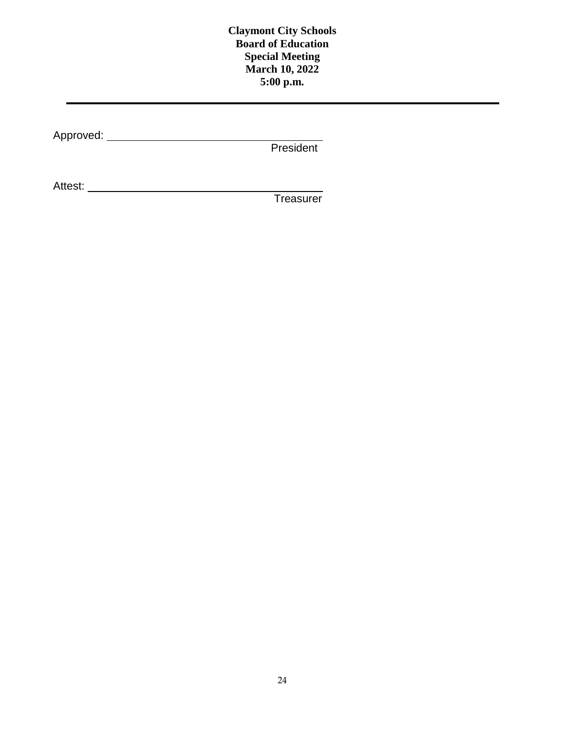**Claymont City Schools**
**Board of Education**
**Special Meeting**
**March 10, 2022**
**5:00 p.m.**

---

Approved: \_\_\_\_\_\_\_\_\_\_\_\_\_\_\_\_\_\_\_\_\_\_\_\_\_\_\_\_\_\_\_\_\_\_\_\_\_\_
President

Attest: \_\_\_\_\_\_\_\_\_\_\_\_\_\_\_\_\_\_\_\_\_\_\_\_\_\_\_\_\_\_\_\_\_\_\_\_\_\_
Treasurer